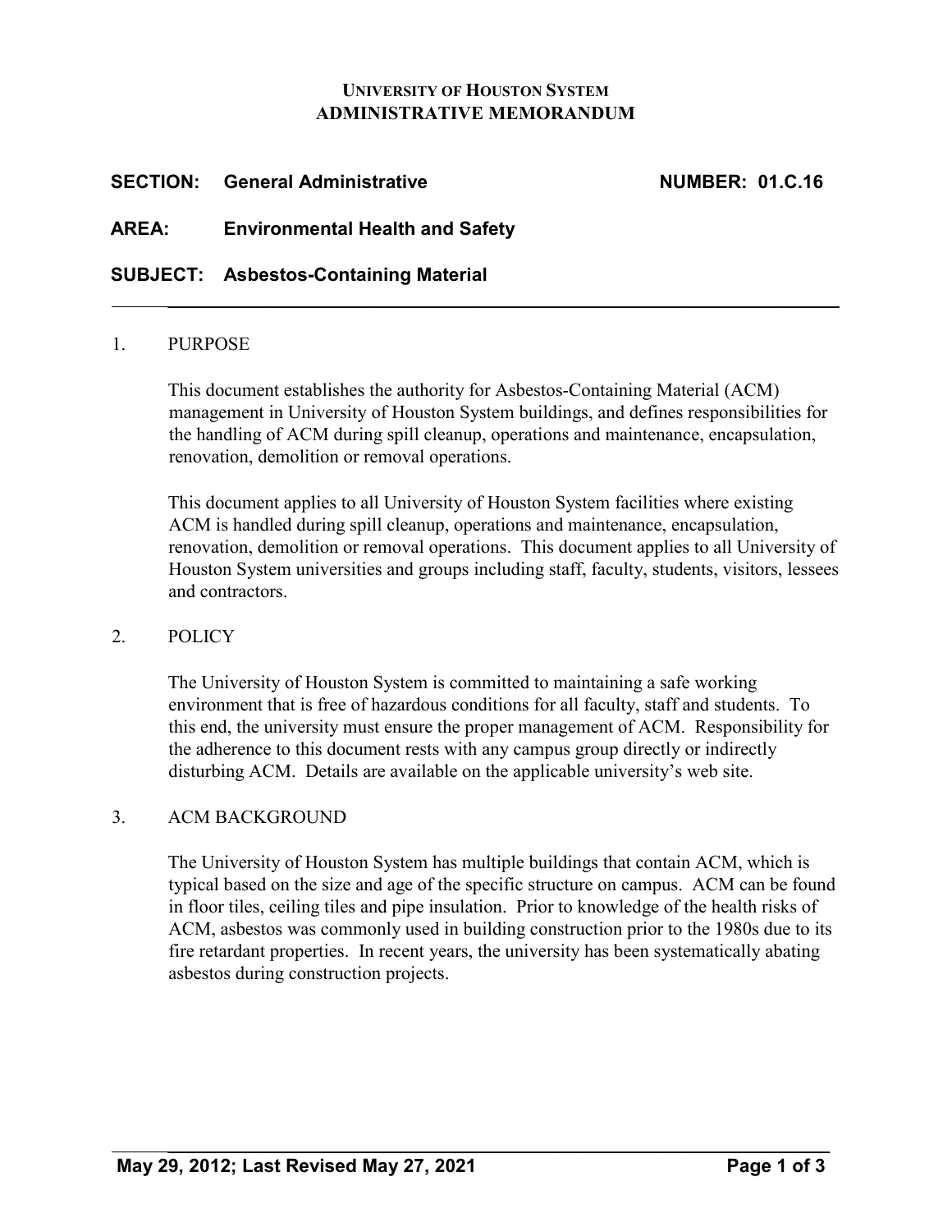**University of Houston System**
**ADMINISTRATIVE MEMORANDUM**

**SECTION: General Administrative** **NUMBER: 01.C.16**

**AREA: Environmental Health and Safety**

**SUBJECT: Asbestos-Containing Material**

---

1. PURPOSE

   This document establishes the authority for Asbestos-Containing Material (ACM) management in University of Houston System buildings, and defines responsibilities for the handling of ACM during spill cleanup, operations and maintenance, encapsulation, renovation, demolition or removal operations.

   This document applies to all University of Houston System facilities where existing ACM is handled during spill cleanup, operations and maintenance, encapsulation, renovation, demolition or removal operations. This document applies to all University of Houston System universities and groups including staff, faculty, students, visitors, lessees and contractors.

2. POLICY

   The University of Houston System is committed to maintaining a safe working environment that is free of hazardous conditions for all faculty, staff and students. To this end, the university must ensure the proper management of ACM. Responsibility for the adherence to this document rests with any campus group directly or indirectly disturbing ACM. Details are available on the applicable university's web site.

3. ACM BACKGROUND

   The University of Houston System has multiple buildings that contain ACM, which is typical based on the size and age of the specific structure on campus. ACM can be found in floor tiles, ceiling tiles and pipe insulation. Prior to knowledge of the health risks of ACM, asbestos was commonly used in building construction prior to the 1980s due to its fire retardant properties. In recent years, the university has been systematically abating asbestos during construction projects.

May 29, 2012; Last Revised May 27, 2021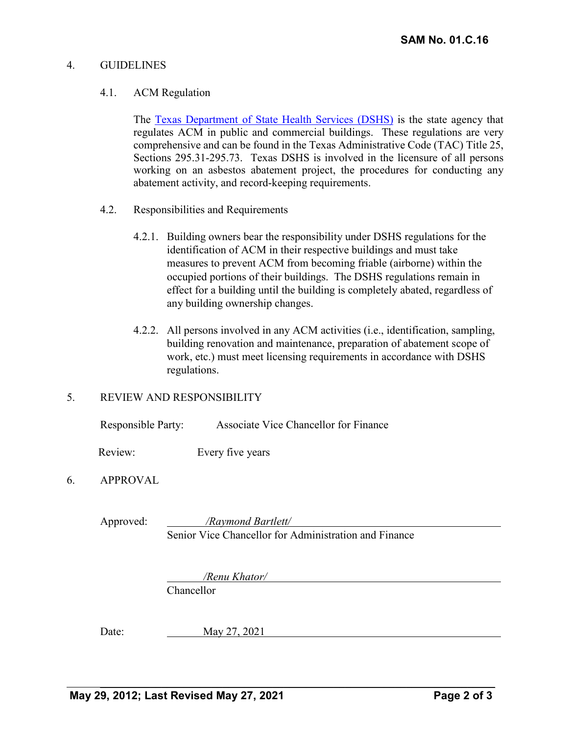## 4. GUIDELINES

### 4.1. ACM Regulation

The [Texas Department of State Health Services (DSHS)]() is the state agency that regulates ACM in public and commercial buildings. These regulations are very comprehensive and can be found in the Texas Administrative Code (TAC) Title 25, Sections 295.31-295.73. Texas DSHS is involved in the licensure of all persons working on an asbestos abatement project, the procedures for conducting any abatement activity, and record-keeping requirements.

### 4.2. Responsibilities and Requirements

4.2.1. Building owners bear the responsibility under DSHS regulations for the identification of ACM in their respective buildings and must take measures to prevent ACM from becoming friable (airborne) within the occupied portions of their buildings. The DSHS regulations remain in effect for a building until the building is completely abated, regardless of any building ownership changes.

4.2.2. All persons involved in any ACM activities (i.e., identification, sampling, building renovation and maintenance, preparation of abatement scope of work, etc.) must meet licensing requirements in accordance with DSHS regulations.

## 5. REVIEW AND RESPONSIBILITY

Responsible Party: Associate Vice Chancellor for Finance

Review: Every five years

## 6. APPROVAL

Approved: */Raymond Bartlett/*
Senior Vice Chancellor for Administration and Finance

*/Renu Khator/*
Chancellor

Date: May 27, 2021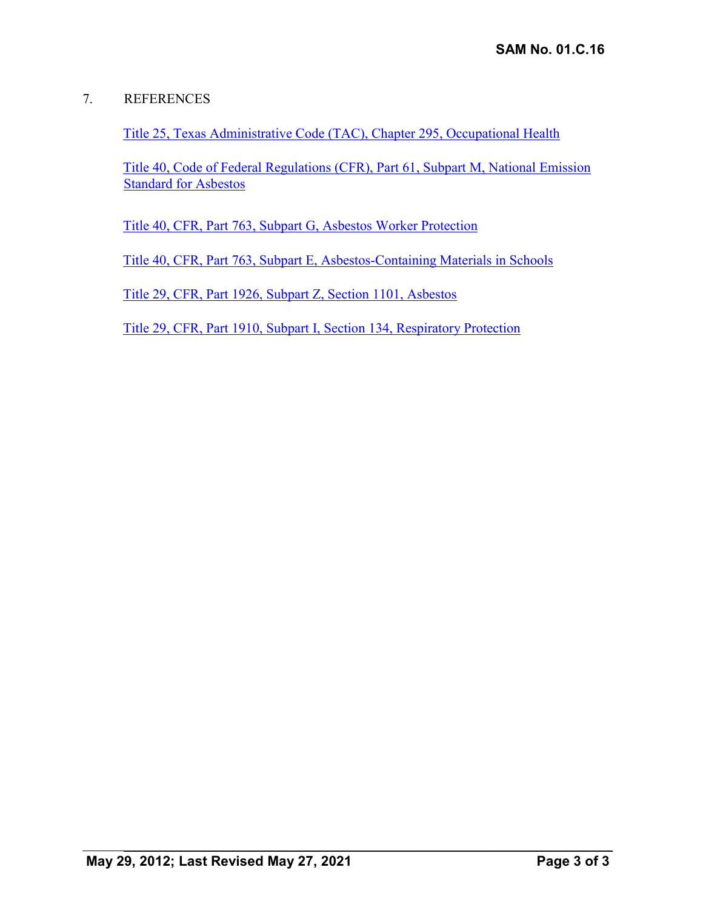## 7. REFERENCES

Title 25, Texas Administrative Code (TAC), Chapter 295, Occupational Health

Title 40, Code of Federal Regulations (CFR), Part 61, Subpart M, National Emission Standard for Asbestos

Title 40, CFR, Part 763, Subpart G, Asbestos Worker Protection

Title 40, CFR, Part 763, Subpart E, Asbestos-Containing Materials in Schools

Title 29, CFR, Part 1926, Subpart Z, Section 1101, Asbestos

Title 29, CFR, Part 1910, Subpart I, Section 134, Respiratory Protection